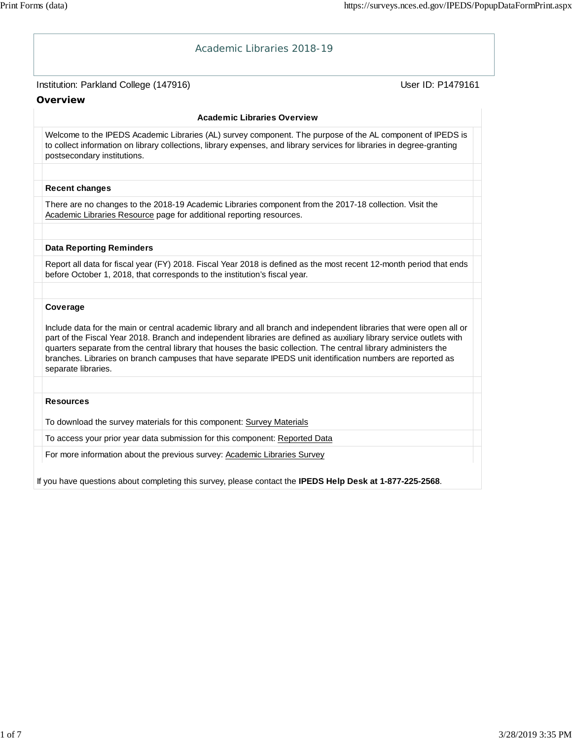# Academic Libraries 2018-19

Institution: Parkland College (147916)

User ID: P1479161

## Overview

**Academic Libraries Overview**

Welcome to the IPEDS Academic Libraries (AL) survey component. The purpose of the AL component of IPEDS is to collect information on library collections, library expenses, and library services for libraries in degree-granting postsecondary institutions.

**Recent changes**

There are no changes to the 2018-19 Academic Libraries component from the 2017-18 collection. Visit the Academic Libraries Resource page for additional reporting resources.

**Data Reporting Reminders**

Report all data for fiscal year (FY) 2018. Fiscal Year 2018 is defined as the most recent 12-month period that ends before October 1, 2018, that corresponds to the institution's fiscal year.

**Coverage**

Include data for the main or central academic library and all branch and independent libraries that were open all or part of the Fiscal Year 2018. Branch and independent libraries are defined as auxiliary library service outlets with quarters separate from the central library that houses the basic collection. The central library administers the branches. Libraries on branch campuses that have separate IPEDS unit identification numbers are reported as separate libraries.

**Resources**

To download the survey materials for this component: Survey Materials

To access your prior year data submission for this component: Reported Data

For more information about the previous survey: Academic Libraries Survey

If you have questions about completing this survey, please contact the **IPEDS Help Desk at 1-877-225-2568**.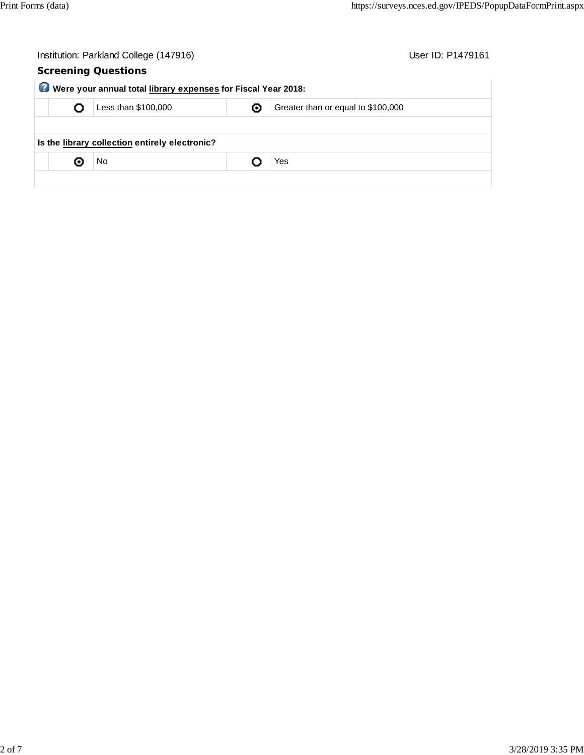Institution: Parkland College (147916) User ID: P1479161

## Screening Questions

**Were your annual total library expenses for Fiscal Year 2018:**

| | | | |
|---|---|---|---|
| ○ | Less than $100,000 | ◉ | Greater than or equal to $100,000 |

**Is the library collection entirely electronic?**

| | | | |
|---|---|---|---|
| ◉ | No | ○ | Yes |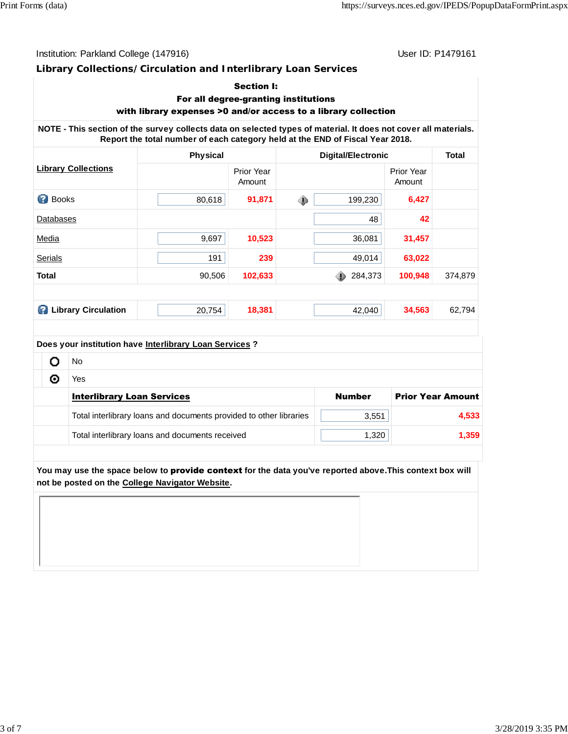Institution: Parkland College (147916)

User ID: P1479161

## Library Collections/ Circulation and Interlibrary Loan Services

**Section I:**
**For all degree-granting institutions**
**with library expenses >0 and/or access to a library collection**

**NOTE - This section of the survey collects data on selected types of material. It does not cover all materials. Report the total number of each category held at the END of Fiscal Year 2018.**

| Library Collections | Physical | | Digital/Electronic | | Total |
|---|---|---|---|---|---|
| | | Prior Year Amount | | Prior Year Amount | |
| Books | 80,618 | 91,871 | 199,230 | 6,427 | |
| Databases | | | 48 | 42 | |
| Media | 9,697 | 10,523 | 36,081 | 31,457 | |
| Serials | 191 | 239 | 49,014 | 63,022 | |
| **Total** | 90,506 | 102,633 | 284,373 | 100,948 | 374,879 |
| **Library Circulation** | 20,754 | 18,381 | 42,040 | 34,563 | 62,794 |

**Does your institution have Interlibrary Loan Services ?**

- No
- Yes (selected)

| Interlibrary Loan Services | Number | Prior Year Amount |
|---|---|---|
| Total interlibrary loans and documents provided to other libraries | 3,551 | 4,533 |
| Total interlibrary loans and documents received | 1,320 | 1,359 |

You may use the space below to **provide context** for the data you've reported above.This context box will not be posted on the College Navigator Website.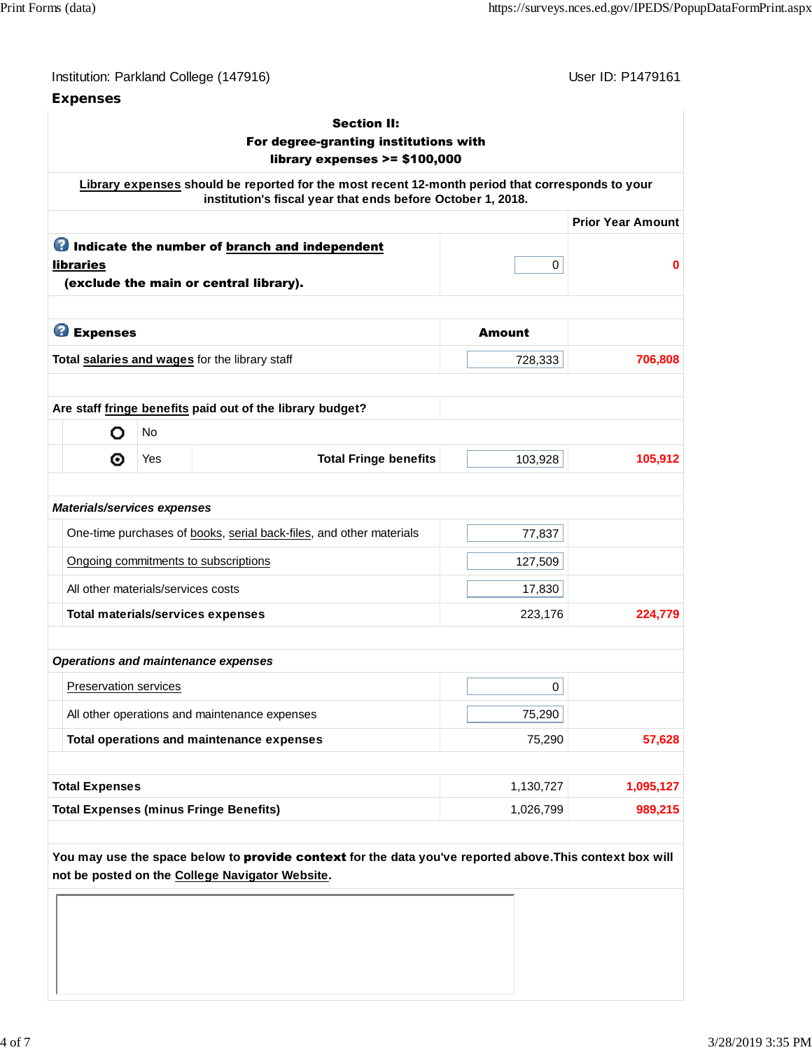Institution: Parkland College (147916)

User ID: P1479161

## Expenses

**Section II:**
**For degree-granting institutions with library expenses >= $100,000**

**Library expenses should be reported for the most recent 12-month period that corresponds to your institution's fiscal year that ends before October 1, 2018.**

| | | Prior Year Amount |
|---|---|---|
| **Indicate the number of branch and independent libraries (exclude the main or central library).** | 0 | 0 |
| **Expenses** | **Amount** | |
| **Total salaries and wages** for the library staff | 728,333 | 706,808 |
| **Are staff fringe benefits paid out of the library budget?** | | |
| ○ No | | |
| ⦿ Yes — **Total Fringe benefits** | 103,928 | 105,912 |
| ***Materials/services expenses*** | | |
| One-time purchases of books, serial back-files, and other materials | 77,837 | |
| Ongoing commitments to subscriptions | 127,509 | |
| All other materials/services costs | 17,830 | |
| **Total materials/services expenses** | 223,176 | 224,779 |
| ***Operations and maintenance expenses*** | | |
| Preservation services | 0 | |
| All other operations and maintenance expenses | 75,290 | |
| **Total operations and maintenance expenses** | 75,290 | 57,628 |
| **Total Expenses** | 1,130,727 | 1,095,127 |
| **Total Expenses (minus Fringe Benefits)** | 1,026,799 | 989,215 |

You may use the space below to **provide context** for the data you've reported above.This context box will not be posted on the College Navigator Website.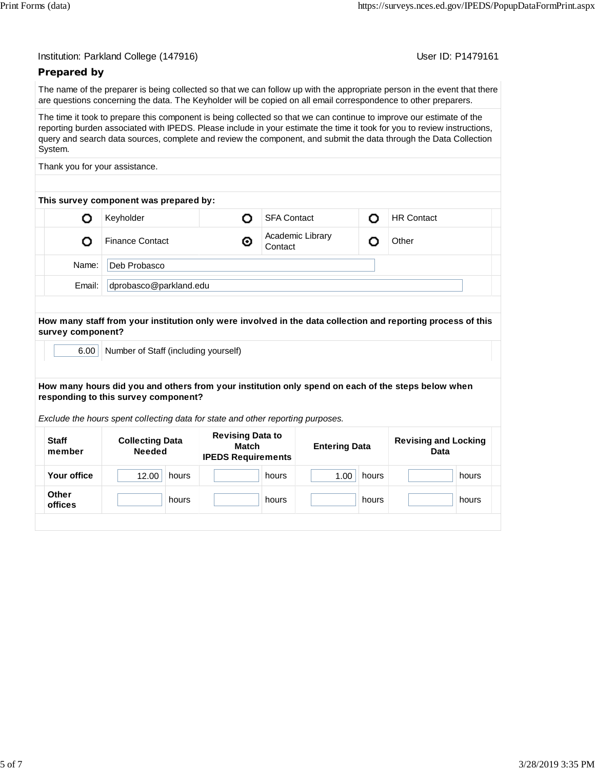Institution: Parkland College (147916) User ID: P1479161

## Prepared by

The name of the preparer is being collected so that we can follow up with the appropriate person in the event that there are questions concerning the data. The Keyholder will be copied on all email correspondence to other preparers.

The time it took to prepare this component is being collected so that we can continue to improve our estimate of the reporting burden associated with IPEDS. Please include in your estimate the time it took for you to review instructions, query and search data sources, complete and review the component, and submit the data through the Data Collection System.

Thank you for your assistance.

**This survey component was prepared by:**

| | | | | | |
|---|---|---|---|---|---|
| ○ | Keyholder | ○ | SFA Contact | ○ | HR Contact |
| ○ | Finance Contact | ⦿ | Academic Library Contact | ○ | Other |

Name: Deb Probasco

Email: dprobasco@parkland.edu

**How many staff from your institution only were involved in the data collection and reporting process of this survey component?**

6.00 Number of Staff (including yourself)

**How many hours did you and others from your institution only spend on each of the steps below when responding to this survey component?**

*Exclude the hours spent collecting data for state and other reporting purposes.*

| Staff member | Collecting Data Needed | Revising Data to Match IPEDS Requirements | Entering Data | Revising and Locking Data |
|---|---|---|---|---|
| **Your office** | 12.00 hours | hours | 1.00 hours | hours |
| **Other offices** | hours | hours | hours | hours |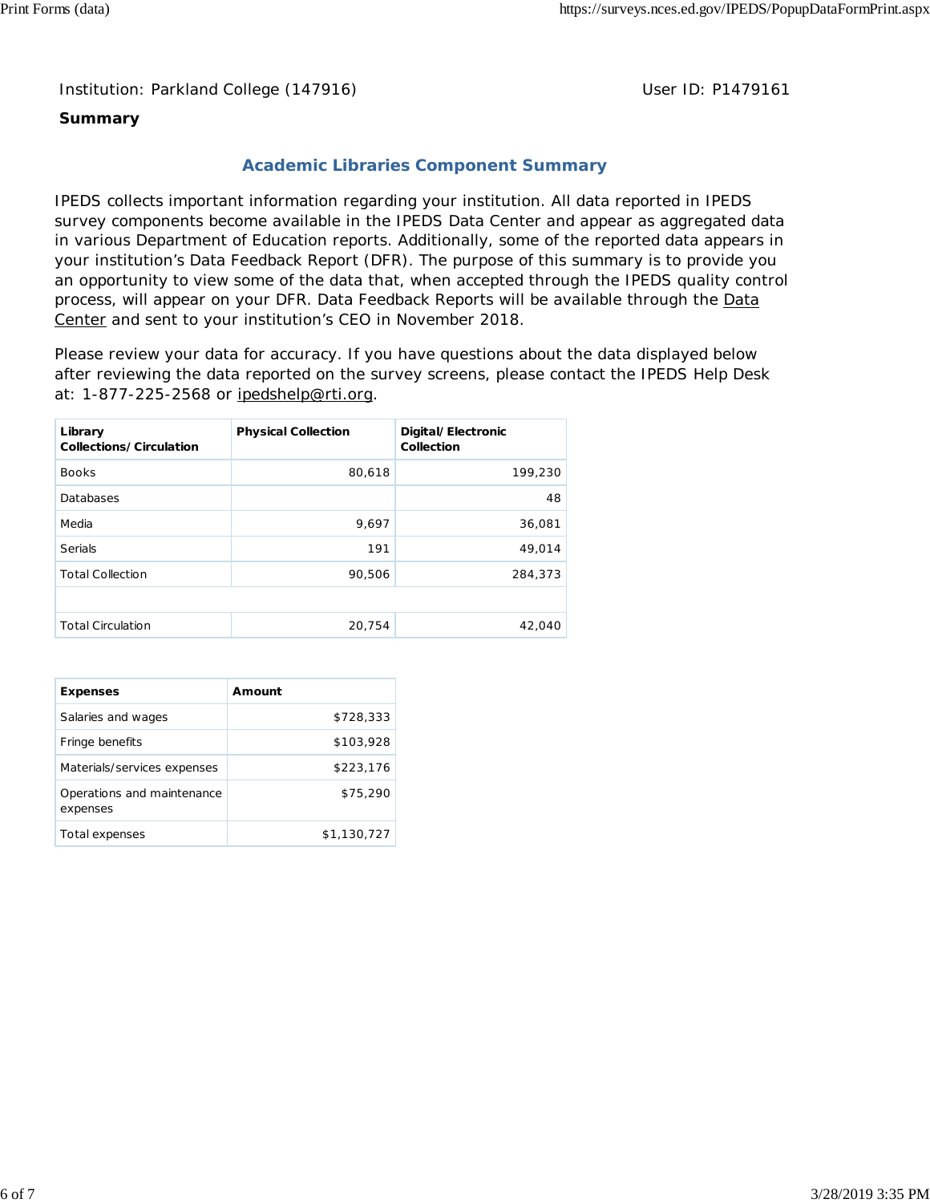Institution: Parkland College (147916)

User ID: P1479161

**Summary**

## Academic Libraries Component Summary

IPEDS collects important information regarding your institution. All data reported in IPEDS survey components become available in the IPEDS Data Center and appear as aggregated data in various Department of Education reports. Additionally, some of the reported data appears in your institution's Data Feedback Report (DFR). The purpose of this summary is to provide you an opportunity to view some of the data that, when accepted through the IPEDS quality control process, will appear on your DFR. Data Feedback Reports will be available through the Data Center and sent to your institution's CEO in November 2018.

Please review your data for accuracy. If you have questions about the data displayed below after reviewing the data reported on the survey screens, please contact the IPEDS Help Desk at: 1-877-225-2568 or ipedshelp@rti.org.

| Library Collections/Circulation | Physical Collection | Digital/Electronic Collection |
|---|---|---|
| Books | 80,618 | 199,230 |
| Databases | | 48 |
| Media | 9,697 | 36,081 |
| Serials | 191 | 49,014 |
| Total Collection | 90,506 | 284,373 |
| | | |
| Total Circulation | 20,754 | 42,040 |

| Expenses | Amount |
|---|---|
| Salaries and wages | $728,333 |
| Fringe benefits | $103,928 |
| Materials/services expenses | $223,176 |
| Operations and maintenance expenses | $75,290 |
| Total expenses | $1,130,727 |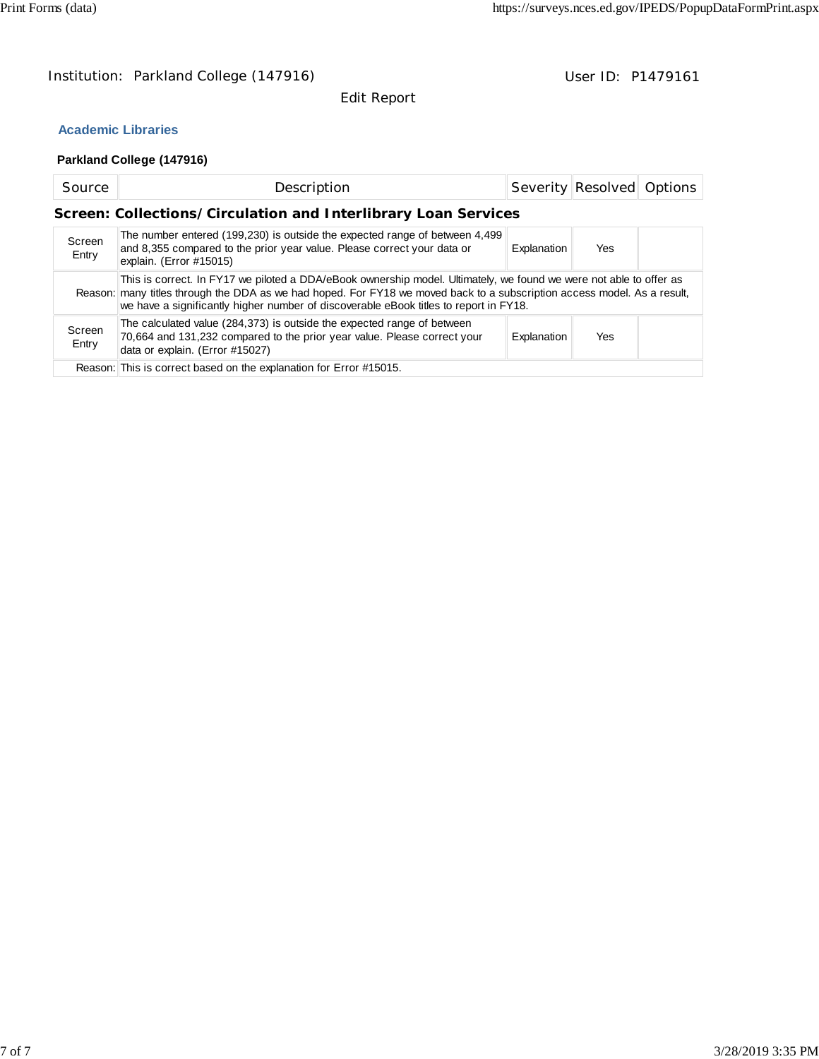Institution: Parkland College (147916)

User ID: P1479161

Edit Report

### Academic Libraries

**Parkland College (147916)**

| Source | Description | Severity | Resolved | Options |
|---|---|---|---|---|
| **Screen: Collections/Circulation and Interlibrary Loan Services** | | | | |
| Screen Entry | The number entered (199,230) is outside the expected range of between 4,499 and 8,355 compared to the prior year value. Please correct your data or explain. (Error #15015) | Explanation | Yes | |
| Reason: | This is correct. In FY17 we piloted a DDA/eBook ownership model. Ultimately, we found we were not able to offer as many titles through the DDA as we had hoped. For FY18 we moved back to a subscription access model. As a result, we have a significantly higher number of discoverable eBook titles to report in FY18. | | | |
| Screen Entry | The calculated value (284,373) is outside the expected range of between 70,664 and 131,232 compared to the prior year value. Please correct your data or explain. (Error #15027) | Explanation | Yes | |
| Reason: | This is correct based on the explanation for Error #15015. | | | |